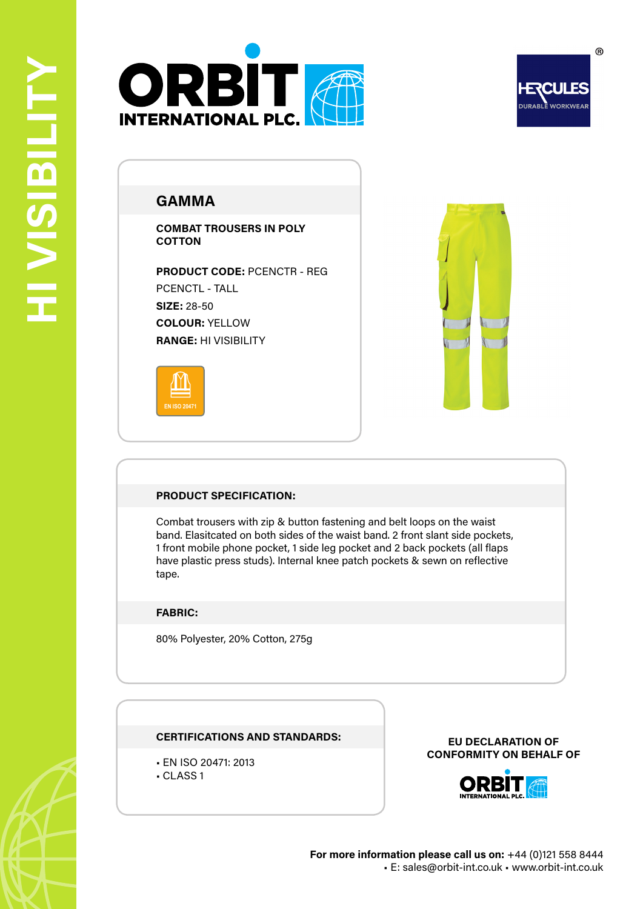HI VISIBILITY

ORBIT INTERNATIONAL PLC.

HERCULES® DURABLE WORKWEAR

## GAMMA

**COMBAT TROUSERS IN POLY COTTON**

**PRODUCT CODE:** PCENCTR - REG
PCENCTL - TALL
**SIZE:** 28-50
**COLOUR:** YELLOW
**RANGE:** HI VISIBILITY

EN ISO 20471

### PRODUCT SPECIFICATION:

Combat trousers with zip & button fastening and belt loops on the waist band. Elasitcated on both sides of the waist band. 2 front slant side pockets, 1 front mobile phone pocket, 1 side leg pocket and 2 back pockets (all flaps have plastic press studs). Internal knee patch pockets & sewn on reflective tape.

### FABRIC:

80% Polyester, 20% Cotton, 275g

### CERTIFICATIONS AND STANDARDS:

- EN ISO 20471: 2013
- CLASS 1

**EU DECLARATION OF CONFORMITY ON BEHALF OF**

ORBIT INTERNATIONAL PLC.

**For more information please call us on:** +44 (0)121 558 8444
▪ E: sales@orbit-int.co.uk ▪ www.orbit-int.co.uk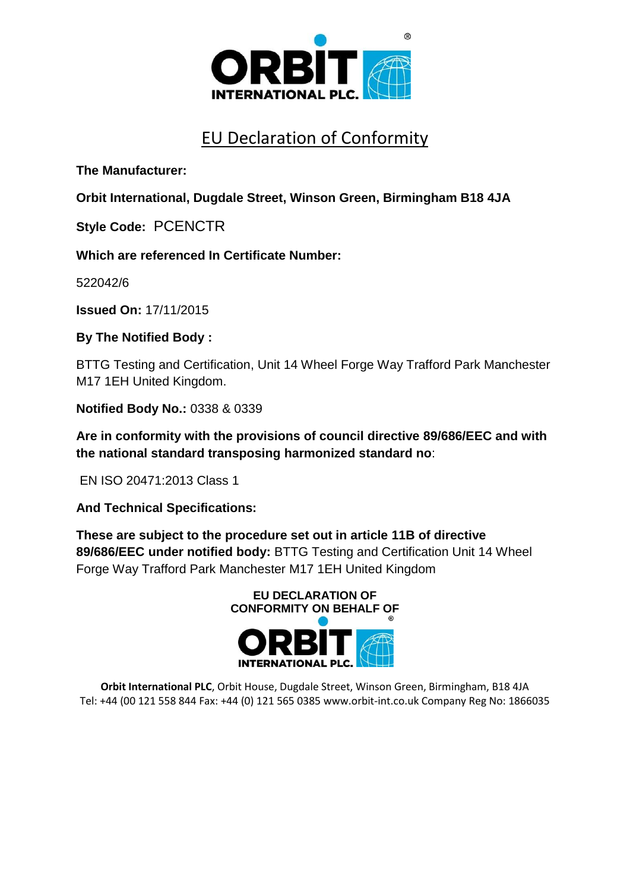# EU Declaration of Conformity

**The Manufacturer:**

**Orbit International, Dugdale Street, Winson Green, Birmingham B18 4JA**

**Style Code:** PCENCTR

**Which are referenced In Certificate Number:**

522042/6

**Issued On:** 17/11/2015

**By The Notified Body :**

BTTG Testing and Certification, Unit 14 Wheel Forge Way Trafford Park Manchester M17 1EH United Kingdom.

**Notified Body No.:** 0338 & 0339

**Are in conformity with the provisions of council directive 89/686/EEC and with the national standard transposing harmonized standard no**:

EN ISO 20471:2013 Class 1

**And Technical Specifications:**

**These are subject to the procedure set out in article 11B of directive 89/686/EEC under notified body:** BTTG Testing and Certification Unit 14 Wheel Forge Way Trafford Park Manchester M17 1EH United Kingdom

**EU DECLARATION OF CONFORMITY ON BEHALF OF**

ORBIT INTERNATIONAL PLC.

**Orbit International PLC**, Orbit House, Dugdale Street, Winson Green, Birmingham, B18 4JA
Tel: +44 (00 121 558 844 Fax: +44 (0) 121 565 0385 www.orbit-int.co.uk Company Reg No: 1866035